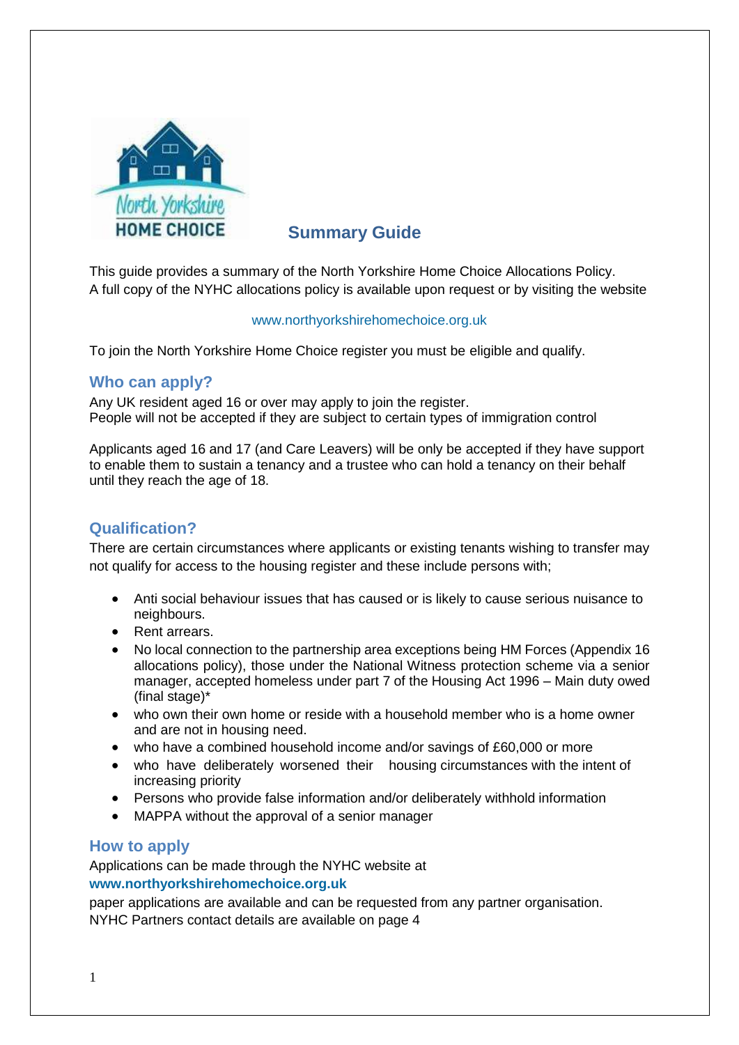# Summary Guide

This guide provides a summary of the North Yorkshire Home Choice Allocations Policy. A full copy of the NYHC allocations policy is available upon request or by visiting the website

www.northyorkshirehomechoice.org.uk

To join the North Yorkshire Home Choice register you must be eligible and qualify.

## Who can apply?

Any UK resident aged 16 or over may apply to join the register.
People will not be accepted if they are subject to certain types of immigration control

Applicants aged 16 and 17 (and Care Leavers) will be only be accepted if they have support to enable them to sustain a tenancy and a trustee who can hold a tenancy on their behalf until they reach the age of 18.

## Qualification?

There are certain circumstances where applicants or existing tenants wishing to transfer may not qualify for access to the housing register and these include persons with;

- Anti social behaviour issues that has caused or is likely to cause serious nuisance to neighbours.
- Rent arrears.
- No local connection to the partnership area exceptions being HM Forces (Appendix 16 allocations policy), those under the National Witness protection scheme via a senior manager, accepted homeless under part 7 of the Housing Act 1996 – Main duty owed (final stage)*
- who own their own home or reside with a household member who is a home owner and are not in housing need.
- who have a combined household income and/or savings of £60,000 or more
- who have deliberately worsened their housing circumstances with the intent of increasing priority
- Persons who provide false information and/or deliberately withhold information
- MAPPA without the approval of a senior manager

## How to apply

Applications can be made through the NYHC website at
**www.northyorkshirehomechoice.org.uk**
paper applications are available and can be requested from any partner organisation.
NYHC Partners contact details are available on page 4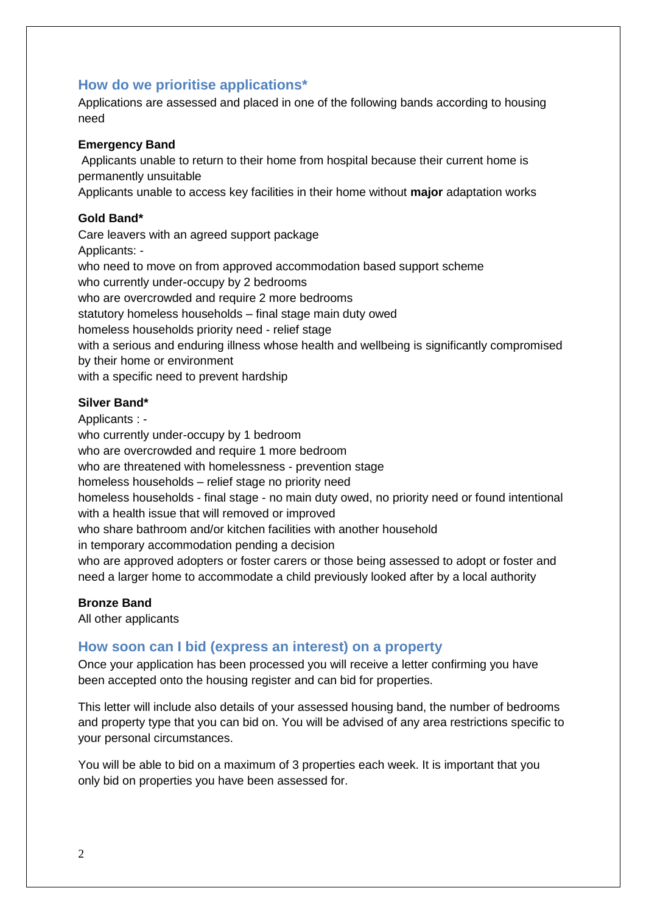## How do we prioritise applications*

Applications are assessed and placed in one of the following bands according to housing need

**Emergency Band**

Applicants unable to return to their home from hospital because their current home is permanently unsuitable

Applicants unable to access key facilities in their home without **major** adaptation works

**Gold Band***

Care leavers with an agreed support package

Applicants: -

who need to move on from approved accommodation based support scheme

who currently under-occupy by 2 bedrooms

who are overcrowded and require 2 more bedrooms

statutory homeless households – final stage main duty owed

homeless households priority need - relief stage

with a serious and enduring illness whose health and wellbeing is significantly compromised by their home or environment

with a specific need to prevent hardship

**Silver Band***

Applicants : -

who currently under-occupy by 1 bedroom

who are overcrowded and require 1 more bedroom

who are threatened with homelessness - prevention stage

homeless households – relief stage no priority need

homeless households - final stage - no main duty owed, no priority need or found intentional

with a health issue that will removed or improved

who share bathroom and/or kitchen facilities with another household

in temporary accommodation pending a decision

who are approved adopters or foster carers or those being assessed to adopt or foster and need a larger home to accommodate a child previously looked after by a local authority

**Bronze Band**

All other applicants

## How soon can I bid (express an interest) on a property

Once your application has been processed you will receive a letter confirming you have been accepted onto the housing register and can bid for properties.

This letter will include also details of your assessed housing band, the number of bedrooms and property type that you can bid on. You will be advised of any area restrictions specific to your personal circumstances.

You will be able to bid on a maximum of 3 properties each week. It is important that you only bid on properties you have been assessed for.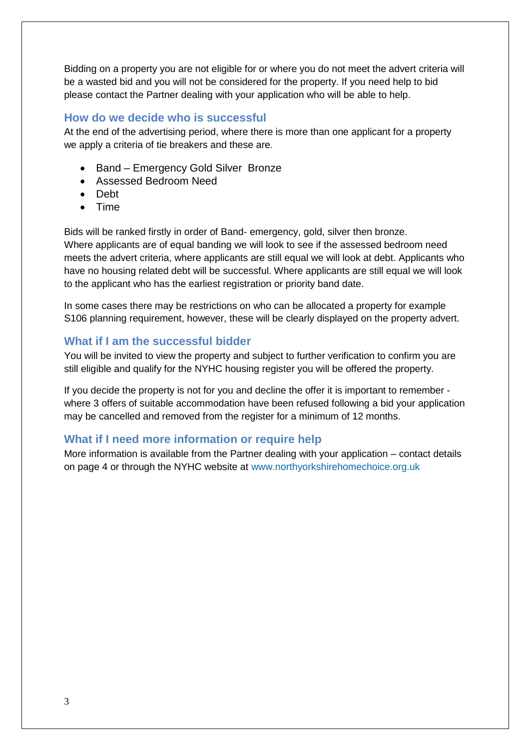Bidding on a property you are not eligible for or where you do not meet the advert criteria will be a wasted bid and you will not be considered for the property. If you need help to bid please contact the Partner dealing with your application who will be able to help.

## How do we decide who is successful

At the end of the advertising period, where there is more than one applicant for a property we apply a criteria of tie breakers and these are.

- Band – Emergency Gold Silver Bronze
- Assessed Bedroom Need
- Debt
- Time

Bids will be ranked firstly in order of Band- emergency, gold, silver then bronze. Where applicants are of equal banding we will look to see if the assessed bedroom need meets the advert criteria, where applicants are still equal we will look at debt. Applicants who have no housing related debt will be successful. Where applicants are still equal we will look to the applicant who has the earliest registration or priority band date.

In some cases there may be restrictions on who can be allocated a property for example S106 planning requirement, however, these will be clearly displayed on the property advert.

## What if I am the successful bidder

You will be invited to view the property and subject to further verification to confirm you are still eligible and qualify for the NYHC housing register you will be offered the property.

If you decide the property is not for you and decline the offer it is important to remember - where 3 offers of suitable accommodation have been refused following a bid your application may be cancelled and removed from the register for a minimum of 12 months.

## What if I need more information or require help

More information is available from the Partner dealing with your application – contact details on page 4 or through the NYHC website at www.northyorkshirehomechoice.org.uk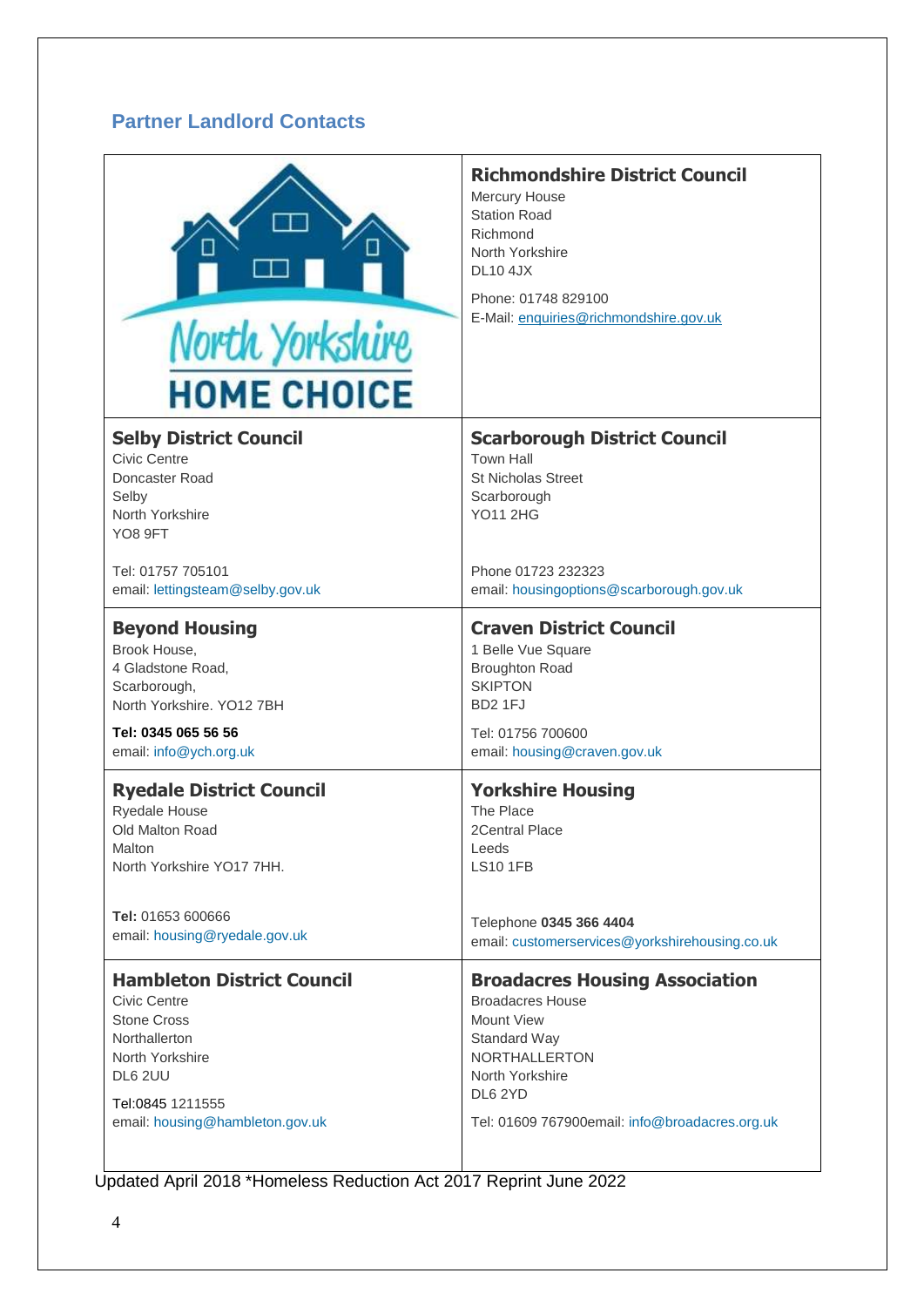## Partner Landlord Contacts

| | |
|---|---|
| North Yorkshire HOME CHOICE | **Richmondshire District Council**<br>Mercury House<br>Station Road<br>Richmond<br>North Yorkshire<br>DL10 4JX<br><br>Phone: 01748 829100<br>E-Mail: enquiries@richmondshire.gov.uk |
| **Selby District Council**<br>Civic Centre<br>Doncaster Road<br>Selby<br>North Yorkshire<br>YO8 9FT<br><br>Tel: 01757 705101<br>email: lettingsteam@selby.gov.uk | **Scarborough District Council**<br>Town Hall<br>St Nicholas Street<br>Scarborough<br>YO11 2HG<br><br>Phone 01723 232323<br>email: housingoptions@scarborough.gov.uk |
| **Beyond Housing**<br>Brook House,<br>4 Gladstone Road,<br>Scarborough,<br>North Yorkshire. YO12 7BH<br><br>**Tel: 0345 065 56 56**<br>email: info@ych.org.uk | **Craven District Council**<br>1 Belle Vue Square<br>Broughton Road<br>SKIPTON<br>BD2 1FJ<br><br>Tel: 01756 700600<br>email: housing@craven.gov.uk |
| **Ryedale District Council**<br>Ryedale House<br>Old Malton Road<br>Malton<br>North Yorkshire YO17 7HH.<br><br>**Tel:** 01653 600666<br>email: housing@ryedale.gov.uk | **Yorkshire Housing**<br>The Place<br>2Central Place<br>Leeds<br>LS10 1FB<br><br>Telephone **0345 366 4404**<br>email: customerservices@yorkshirehousing.co.uk |
| **Hambleton District Council**<br>Civic Centre<br>Stone Cross<br>Northallerton<br>North Yorkshire<br>DL6 2UU<br><br>Tel:0845 1211555<br>email: housing@hambleton.gov.uk | **Broadacres Housing Association**<br>Broadacres House<br>Mount View<br>Standard Way<br>NORTHALLERTON<br>North Yorkshire<br>DL6 2YD<br><br>Tel: 01609 767900email: info@broadacres.org.uk |

Updated April 2018 *Homeless Reduction Act 2017 Reprint June 2022